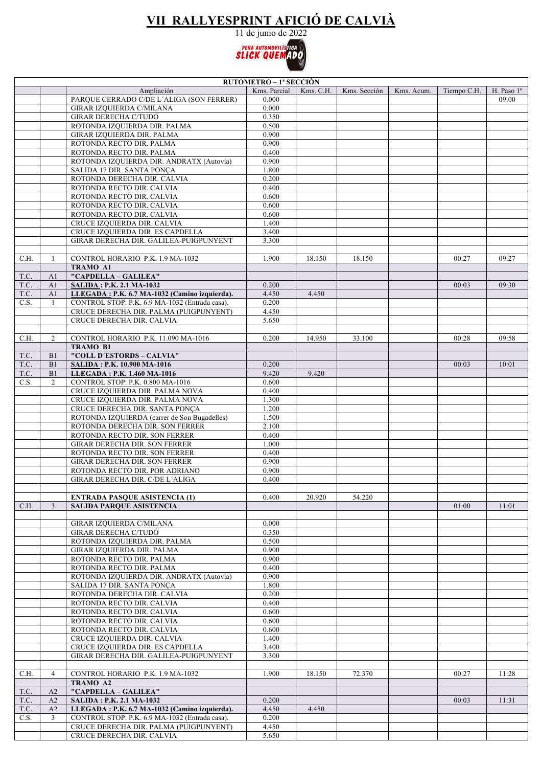# VII RALLYESPRINT AFICIÓ DE CALVIÀ

11 de junio de 2022

PEÑA AUTOMOVILÍSTICA SLICK QUEMADO

| RUTOMETRO – 1ª SECCIÓN | | | | | | | | |
|---|---|---|---|---|---|---|---|---|
| | | Ampliación | Kms. Parcial | Kms. C.H. | Kms. Sección | Kms. Acum. | Tiempo C.H. | H. Paso 1º |
| | | PARQUE CERRADO C/DE L´ALIGA (SON FERRER) | 0.000 | | | | | 09:00 |
| | | GIRAR IZQUIERDA C/MILANA | 0.000 | | | | | |
| | | GIRAR DERECHA C/TUDÓ | 0.350 | | | | | |
| | | ROTONDA IZQUIERDA DIR. PALMA | 0.500 | | | | | |
| | | GIRAR IZQUIERDA DIR. PALMA | 0.900 | | | | | |
| | | ROTONDA RECTO DIR. PALMA | 0.900 | | | | | |
| | | ROTONDA RECTO DIR. PALMA | 0.400 | | | | | |
| | | ROTONDA IZQUIERDA DIR. ANDRATX (Autovía) | 0.900 | | | | | |
| | | SALIDA 17 DIR. SANTA PONÇA | 1.800 | | | | | |
| | | ROTONDA DERECHA DIR. CALVIA | 0.200 | | | | | |
| | | ROTONDA RECTO DIR. CALVIA | 0.400 | | | | | |
| | | ROTONDA RECTO DIR. CALVIA | 0.600 | | | | | |
| | | ROTONDA RECTO DIR. CALVIA | 0.600 | | | | | |
| | | ROTONDA RECTO DIR. CALVIA | 0.600 | | | | | |
| | | CRUCE IZQUIERDA DIR. CALVIA | 1.400 | | | | | |
| | | CRUCE IZQUIERDA DIR. ES CAPDELLA | 3.400 | | | | | |
| | | GIRAR DERECHA DIR. GALILEA-PUIGPUNYENT | 3.300 | | | | | |
| | | | | | | | | |
| C.H. | 1 | CONTROL HORARIO P.K. 1.9 MA-1032 | 1.900 | 18.150 | 18.150 | | 00:27 | 09:27 |
| | | **TRAMO A1** | | | | | | |
| T.C. | A1 | **"CAPDELLA – GALILEA"** | | | | | | |
| T.C. | A1 | **SALIDA : P.K. 2.1 MA-1032** | 0.200 | | | | 00:03 | 09:30 |
| T.C. | A1 | **LLEGADA : P.K. 6.7 MA-1032 (Camino izquierda).** | 4.450 | 4.450 | | | | |
| C.S. | 1 | CONTROL STOP: P.K. 6.9 MA-1032 (Entrada casa). | 0.200 | | | | | |
| | | CRUCE DERECHA DIR. PALMA (PUIGPUNYENT) | 4.450 | | | | | |
| | | CRUCE DERECHA DIR. CALVIA | 5.650 | | | | | |
| | | | | | | | | |
| C.H. | 2 | CONTROL HORARIO P.K. 11.090 MA-1016 | 0.200 | 14.950 | 33.100 | | 00:28 | 09:58 |
| | | **TRAMO B1** | | | | | | |
| T.C. | B1 | **"COLL D´ESTORDS – CALVIA"** | | | | | | |
| T.C. | B1 | **SALIDA : P.K. 10.900 MA-1016** | 0.200 | | | | 00:03 | 10:01 |
| T.C. | B1 | **LLEGADA : P.K. 1.460 MA-1016** | 9.420 | 9.420 | | | | |
| C.S. | 2 | CONTROL STOP: P.K. 0.800 MA-1016 | 0.600 | | | | | |
| | | CRUCE IZQUIERDA DIR. PALMA NOVA | 0.400 | | | | | |
| | | CRUCE IZQUIERDA DIR. PALMA NOVA | 1.300 | | | | | |
| | | CRUCE DERECHA DIR. SANTA PONÇA | 1.200 | | | | | |
| | | ROTONDA IZQUIERDA (carrer de Son Bugadelles) | 1.500 | | | | | |
| | | ROTONDA DERECHA DIR. SON FERRER | 2.100 | | | | | |
| | | ROTONDA RECTO DIR. SON FERRER | 0.400 | | | | | |
| | | GIRAR DERECHA DIR. SON FERRER | 1.000 | | | | | |
| | | ROTONDA RECTO DIR. SON FERRER | 0.400 | | | | | |
| | | GIRAR DERECHA DIR. SON FERRER | 0.900 | | | | | |
| | | ROTONDA RECTO DIR. POR ADRIANO | 0.900 | | | | | |
| | | GIRAR DERECHA DIR. C/DE L´ALIGA | 0.400 | | | | | |
| | | | | | | | | |
| | | **ENTRADA PASQUE ASISTENCIA (1)** | 0.400 | 20.920 | 54.220 | | | |
| C.H. | 3 | **SALIDA PARQUE ASISTENCIA** | | | | | 01:00 | 11:01 |
| | | | | | | | | |
| | | GIRAR IZQUIERDA C/MILANA | 0.000 | | | | | |
| | | GIRAR DERECHA C/TUDÓ | 0.350 | | | | | |
| | | ROTONDA IZQUIERDA DIR. PALMA | 0.500 | | | | | |
| | | GIRAR IZQUIERDA DIR. PALMA | 0.900 | | | | | |
| | | ROTONDA RECTO DIR. PALMA | 0.900 | | | | | |
| | | ROTONDA RECTO DIR. PALMA | 0.400 | | | | | |
| | | ROTONDA IZQUIERDA DIR. ANDRATX (Autovía) | 0.900 | | | | | |
| | | SALIDA 17 DIR. SANTA PONÇA | 1.800 | | | | | |
| | | ROTONDA DERECHA DIR. CALVIA | 0.200 | | | | | |
| | | ROTONDA RECTO DIR. CALVIA | 0.400 | | | | | |
| | | ROTONDA RECTO DIR. CALVIA | 0.600 | | | | | |
| | | ROTONDA RECTO DIR. CALVIA | 0.600 | | | | | |
| | | ROTONDA RECTO DIR. CALVIA | 0.600 | | | | | |
| | | CRUCE IZQUIERDA DIR. CALVIA | 1.400 | | | | | |
| | | CRUCE IZQUIERDA DIR. ES CAPDELLA | 3.400 | | | | | |
| | | GIRAR DERECHA DIR. GALILEA-PUIGPUNYENT | 3.300 | | | | | |
| | | | | | | | | |
| C.H. | 4 | CONTROL HORARIO P.K. 1.9 MA-1032 | 1.900 | 18.150 | 72.370 | | 00:27 | 11:28 |
| | | **TRAMO A2** | | | | | | |
| T.C. | A2 | **"CAPDELLA – GALILEA"** | | | | | | |
| T.C. | A2 | **SALIDA : P.K. 2.1 MA-1032** | 0.200 | | | | 00:03 | 11:31 |
| T.C. | A2 | **LLEGADA : P.K. 6.7 MA-1032 (Camino izquierda).** | 4.450 | 4.450 | | | | |
| C.S. | 3 | CONTROL STOP: P.K. 6.9 MA-1032 (Entrada casa). | 0.200 | | | | | |
| | | CRUCE DERECHA DIR. PALMA (PUIGPUNYENT) | 4.450 | | | | | |
| | | CRUCE DERECHA DIR. CALVIA | 5.650 | | | | | |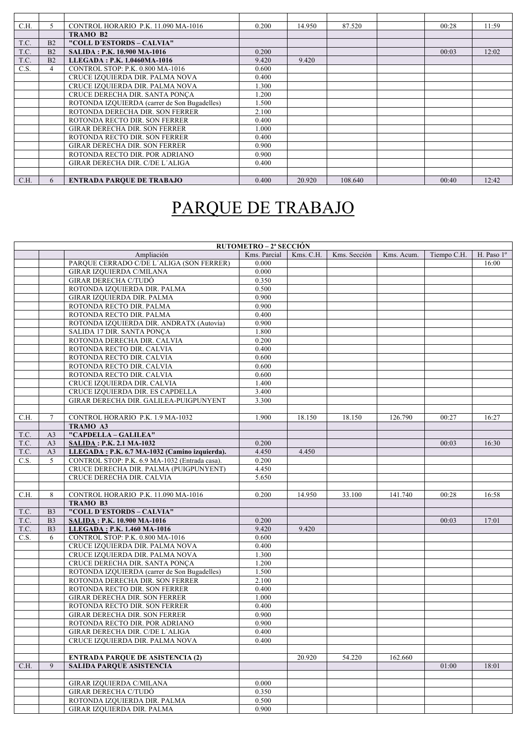| | | | | | | | | |
|---|---|---|---|---|---|---|---|---|
| C.H. | 5 | CONTROL HORARIO P.K. 11.090 MA-1016 | 0.200 | 14.950 | 87.520 | | 00:28 | 11:59 |
| | | **TRAMO B2** | | | | | | |
| T.C. | B2 | **"COLL D´ESTORDS – CALVIA"** | | | | | | |
| T.C. | B2 | **SALIDA : P.K. 10.900 MA-1016** | 0.200 | | | | 00:03 | 12:02 |
| T.C. | B2 | **LLEGADA : P.K. 1.0460MA-1016** | 9.420 | 9.420 | | | | |
| C.S. | 4 | CONTROL STOP: P.K. 0.800 MA-1016 | 0.600 | | | | | |
| | | CRUCE IZQUIERDA DIR. PALMA NOVA | 0.400 | | | | | |
| | | CRUCE IZQUIERDA DIR. PALMA NOVA | 1.300 | | | | | |
| | | CRUCE DERECHA DIR. SANTA PONÇA | 1.200 | | | | | |
| | | ROTONDA IZQUIERDA (carrer de Son Bugadelles) | 1.500 | | | | | |
| | | ROTONDA DERECHA DIR. SON FERRER | 2.100 | | | | | |
| | | ROTONDA RECTO DIR. SON FERRER | 0.400 | | | | | |
| | | GIRAR DERECHA DIR. SON FERRER | 1.000 | | | | | |
| | | ROTONDA RECTO DIR. SON FERRER | 0.400 | | | | | |
| | | GIRAR DERECHA DIR. SON FERRER | 0.900 | | | | | |
| | | ROTONDA RECTO DIR. POR ADRIANO | 0.900 | | | | | |
| | | GIRAR DERECHA DIR. C/DE L´ALIGA | 0.400 | | | | | |
| | | | | | | | | |
| C.H. | 6 | **ENTRADA PARQUE DE TRABAJO** | 0.400 | 20.920 | 108.640 | | 00:40 | 12:42 |

# PARQUE DE TRABAJO

| | | **RUTOMETRO – 2ª SECCIÓN** | | | | | | |
|---|---|---|---|---|---|---|---|---|
| | | Ampliación | Kms. Parcial | Kms. C.H. | Kms. Sección | Kms. Acum. | Tiempo C.H. | H. Paso 1º |
| | | PARQUE CERRADO C/DE L´ALIGA (SON FERRER) | 0.000 | | | | | 16:00 |
| | | GIRAR IZQUIERDA C/MILANA | 0.000 | | | | | |
| | | GIRAR DERECHA C/TUDÓ | 0.350 | | | | | |
| | | ROTONDA IZQUIERDA DIR. PALMA | 0.500 | | | | | |
| | | GIRAR IZQUIERDA DIR. PALMA | 0.900 | | | | | |
| | | ROTONDA RECTO DIR. PALMA | 0.900 | | | | | |
| | | ROTONDA RECTO DIR. PALMA | 0.400 | | | | | |
| | | ROTONDA IZQUIERDA DIR. ANDRATX (Autovía) | 0.900 | | | | | |
| | | SALIDA 17 DIR. SANTA PONÇA | 1.800 | | | | | |
| | | ROTONDA DERECHA DIR. CALVIA | 0.200 | | | | | |
| | | ROTONDA RECTO DIR. CALVIA | 0.400 | | | | | |
| | | ROTONDA RECTO DIR. CALVIA | 0.600 | | | | | |
| | | ROTONDA RECTO DIR. CALVIA | 0.600 | | | | | |
| | | ROTONDA RECTO DIR. CALVIA | 0.600 | | | | | |
| | | CRUCE IZQUIERDA DIR. CALVIA | 1.400 | | | | | |
| | | CRUCE IZQUIERDA DIR. ES CAPDELLA | 3.400 | | | | | |
| | | GIRAR DERECHA DIR. GALILEA-PUIGPUNYENT | 3.300 | | | | | |
| | | | | | | | | |
| C.H. | 7 | CONTROL HORARIO P.K. 1.9 MA-1032 | 1.900 | 18.150 | 18.150 | 126.790 | 00:27 | 16:27 |
| | | **TRAMO A3** | | | | | | |
| T.C. | A3 | **"CAPDELLA – GALILEA"** | | | | | | |
| T.C. | A3 | **SALIDA : P.K. 2.1 MA-1032** | 0.200 | | | | 00:03 | 16:30 |
| T.C. | A3 | **LLEGADA : P.K. 6.7 MA-1032 (Camino izquierda).** | 4.450 | 4.450 | | | | |
| C.S. | 5 | CONTROL STOP: P.K. 6.9 MA-1032 (Entrada casa). | 0.200 | | | | | |
| | | CRUCE DERECHA DIR. PALMA (PUIGPUNYENT) | 4.450 | | | | | |
| | | CRUCE DERECHA DIR. CALVIA | 5.650 | | | | | |
| | | | | | | | | |
| C.H. | 8 | CONTROL HORARIO P.K. 11.090 MA-1016 | 0.200 | 14.950 | 33.100 | 141.740 | 00:28 | 16:58 |
| | | **TRAMO B3** | | | | | | |
| T.C. | B3 | **"COLL D´ESTORDS – CALVIA"** | | | | | | |
| T.C. | B3 | **SALIDA : P.K. 10.900 MA-1016** | 0.200 | | | | 00:03 | 17:01 |
| T.C. | B3 | **LLEGADA : P.K. 1.460 MA-1016** | 9.420 | 9.420 | | | | |
| C.S. | 6 | CONTROL STOP: P.K. 0.800 MA-1016 | 0.600 | | | | | |
| | | CRUCE IZQUIERDA DIR. PALMA NOVA | 0.400 | | | | | |
| | | CRUCE IZQUIERDA DIR. PALMA NOVA | 1.300 | | | | | |
| | | CRUCE DERECHA DIR. SANTA PONÇA | 1.200 | | | | | |
| | | ROTONDA IZQUIERDA (carrer de Son Bugadelles) | 1.500 | | | | | |
| | | ROTONDA DERECHA DIR. SON FERRER | 2.100 | | | | | |
| | | ROTONDA RECTO DIR. SON FERRER | 0.400 | | | | | |
| | | GIRAR DERECHA DIR. SON FERRER | 1.000 | | | | | |
| | | ROTONDA RECTO DIR. SON FERRER | 0.400 | | | | | |
| | | GIRAR DERECHA DIR. SON FERRER | 0.900 | | | | | |
| | | ROTONDA RECTO DIR. POR ADRIANO | 0.900 | | | | | |
| | | GIRAR DERECHA DIR. C/DE L´ALIGA | 0.400 | | | | | |
| | | CRUCE IZQUIERDA DIR. PALMA NOVA | 0.400 | | | | | |
| | | | | | | | | |
| | | **ENTRADA PARQUE DE ASISTENCIA (2)** | | 20.920 | 54.220 | 162.660 | | |
| C.H. | 9 | **SALIDA PARQUE ASISTENCIA** | | | | | 01:00 | 18:01 |
| | | | | | | | | |
| | | GIRAR IZQUIERDA C/MILANA | 0.000 | | | | | |
| | | GIRAR DERECHA C/TUDÓ | 0.350 | | | | | |
| | | ROTONDA IZQUIERDA DIR. PALMA | 0.500 | | | | | |
| | | GIRAR IZQUIERDA DIR. PALMA | 0.900 | | | | | |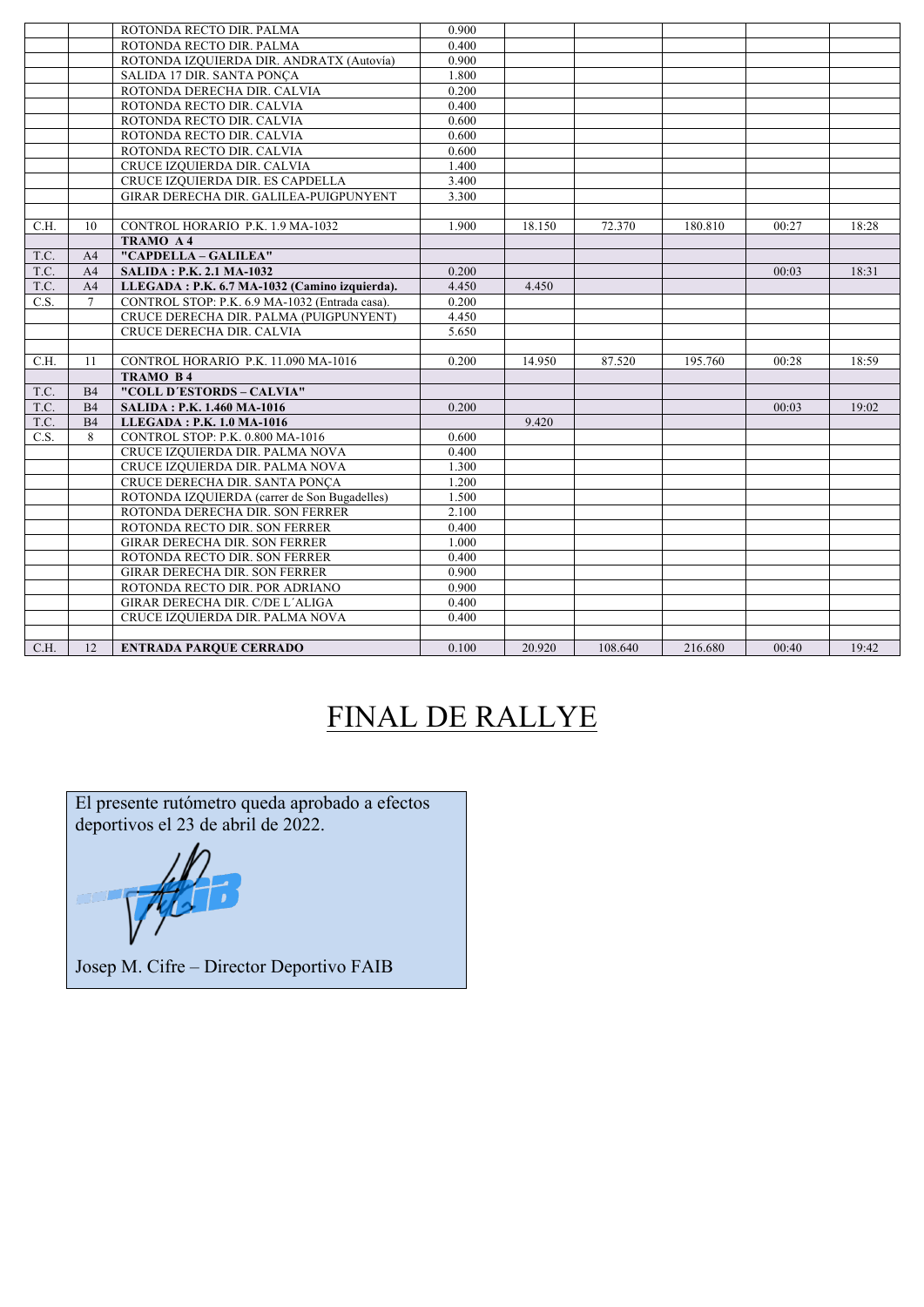| | | | | | | | | |
|---|---|---|---|---|---|---|---|---|
| | | ROTONDA RECTO DIR. PALMA | 0.900 | | | | | |
| | | ROTONDA RECTO DIR. PALMA | 0.400 | | | | | |
| | | ROTONDA IZQUIERDA DIR. ANDRATX (Autovía) | 0.900 | | | | | |
| | | SALIDA 17 DIR. SANTA PONÇA | 1.800 | | | | | |
| | | ROTONDA DERECHA DIR. CALVIA | 0.200 | | | | | |
| | | ROTONDA RECTO DIR. CALVIA | 0.400 | | | | | |
| | | ROTONDA RECTO DIR. CALVIA | 0.600 | | | | | |
| | | ROTONDA RECTO DIR. CALVIA | 0.600 | | | | | |
| | | ROTONDA RECTO DIR. CALVIA | 0.600 | | | | | |
| | | CRUCE IZQUIERDA DIR. CALVIA | 1.400 | | | | | |
| | | CRUCE IZQUIERDA DIR. ES CAPDELLA | 3.400 | | | | | |
| | | GIRAR DERECHA DIR. GALILEA-PUIGPUNYENT | 3.300 | | | | | |
| | | | | | | | | |
| C.H. | 10 | CONTROL HORARIO P.K. 1.9 MA-1032 | 1.900 | 18.150 | 72.370 | 180.810 | 00:27 | 18:28 |
| | | **TRAMO A 4** | | | | | | |
| T.C. | A4 | **"CAPDELLA – GALILEA"** | | | | | | |
| T.C. | A4 | **SALIDA : P.K. 2.1 MA-1032** | 0.200 | | | | 00:03 | 18:31 |
| T.C. | A4 | **LLEGADA : P.K. 6.7 MA-1032 (Camino izquierda).** | 4.450 | 4.450 | | | | |
| C.S. | 7 | CONTROL STOP: P.K. 6.9 MA-1032 (Entrada casa). | 0.200 | | | | | |
| | | CRUCE DERECHA DIR. PALMA (PUIGPUNYENT) | 4.450 | | | | | |
| | | CRUCE DERECHA DIR. CALVIA | 5.650 | | | | | |
| | | | | | | | | |
| C.H. | 11 | CONTROL HORARIO P.K. 11.090 MA-1016 | 0.200 | 14.950 | 87.520 | 195.760 | 00:28 | 18:59 |
| | | **TRAMO B 4** | | | | | | |
| T.C. | B4 | **"COLL D´ESTORDS – CALVIA"** | | | | | | |
| T.C. | B4 | **SALIDA : P.K. 1.460 MA-1016** | 0.200 | | | | 00:03 | 19:02 |
| T.C. | B4 | **LLEGADA : P.K. 1.0 MA-1016** | | 9.420 | | | | |
| C.S. | 8 | CONTROL STOP: P.K. 0.800 MA-1016 | 0.600 | | | | | |
| | | CRUCE IZQUIERDA DIR. PALMA NOVA | 0.400 | | | | | |
| | | CRUCE IZQUIERDA DIR. PALMA NOVA | 1.300 | | | | | |
| | | CRUCE DERECHA DIR. SANTA PONÇA | 1.200 | | | | | |
| | | ROTONDA IZQUIERDA (carrer de Son Bugadelles) | 1.500 | | | | | |
| | | ROTONDA DERECHA DIR. SON FERRER | 2.100 | | | | | |
| | | ROTONDA RECTO DIR. SON FERRER | 0.400 | | | | | |
| | | GIRAR DERECHA DIR. SON FERRER | 1.000 | | | | | |
| | | ROTONDA RECTO DIR. SON FERRER | 0.400 | | | | | |
| | | GIRAR DERECHA DIR. SON FERRER | 0.900 | | | | | |
| | | ROTONDA RECTO DIR. POR ADRIANO | 0.900 | | | | | |
| | | GIRAR DERECHA DIR. C/DE L´ALIGA | 0.400 | | | | | |
| | | CRUCE IZQUIERDA DIR. PALMA NOVA | 0.400 | | | | | |
| | | | | | | | | |
| C.H. | 12 | **ENTRADA PARQUE CERRADO** | 0.100 | 20.920 | 108.640 | 216.680 | 00:40 | 19:42 |

# FINAL DE RALLYE

El presente rutómetro queda aprobado a efectos deportivos el 23 de abril de 2022.

Josep M. Cifre – Director Deportivo FAIB